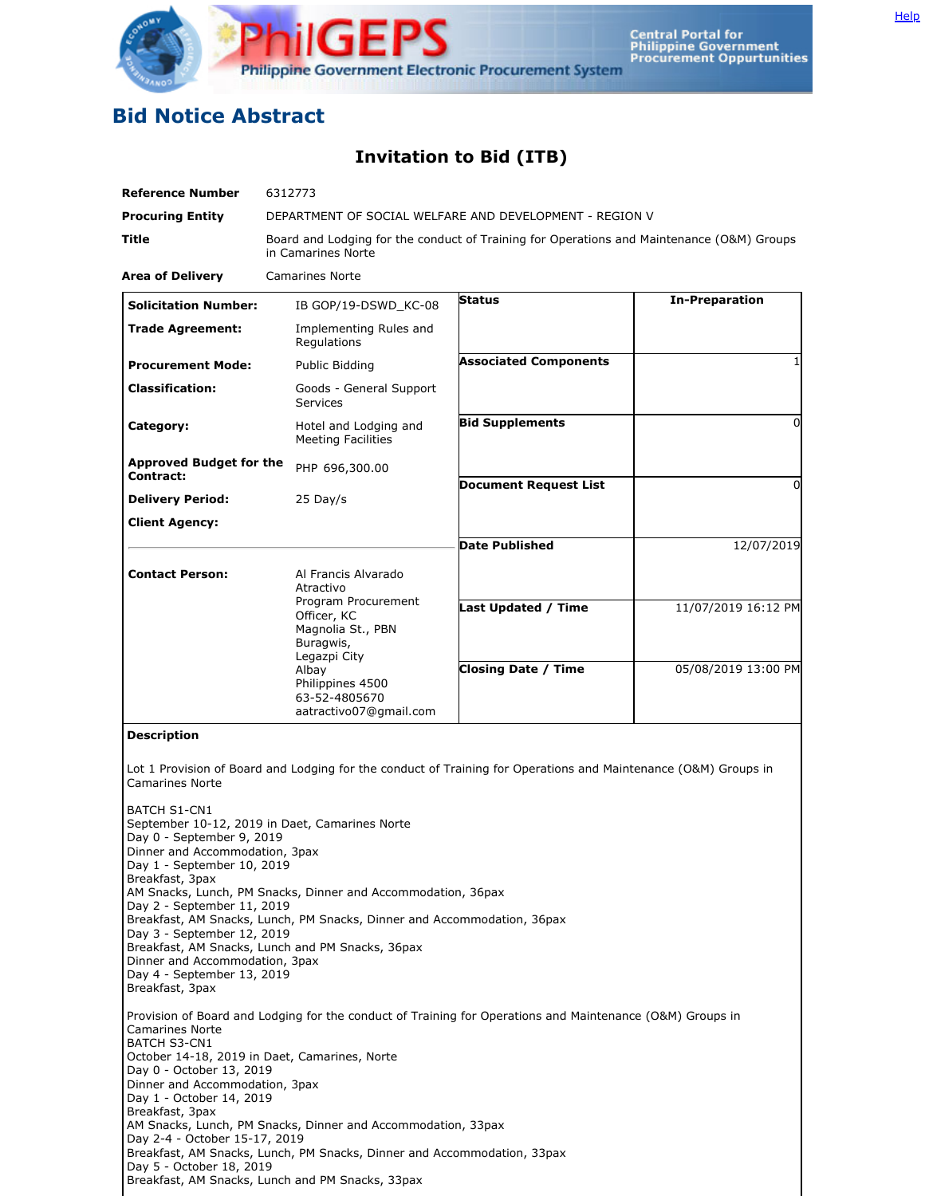# Bid Notice Abstract

## Invitation to Bid (ITB)

| | |
|---|---|
| **Reference Number** | 6312773 |
| **Procuring Entity** | DEPARTMENT OF SOCIAL WELFARE AND DEVELOPMENT - REGION V |
| **Title** | Board and Lodging for the conduct of Training for Operations and Maintenance (O&M) Groups in Camarines Norte |
| **Area of Delivery** | Camarines Norte |

| | | | |
|---|---|---|---|
| **Solicitation Number:** | IB GOP/19-DSWD_KC-08 | **Status** | **In-Preparation** |
| **Trade Agreement:** | Implementing Rules and Regulations | | |
| **Procurement Mode:** | Public Bidding | **Associated Components** | 1 |
| **Classification:** | Goods - General Support Services | | |
| **Category:** | Hotel and Lodging and Meeting Facilities | **Bid Supplements** | 0 |
| **Approved Budget for the Contract:** | PHP 696,300.00 | | |
| **Delivery Period:** | 25 Day/s | **Document Request List** | 0 |
| **Client Agency:** | | | |
| | | **Date Published** | 12/07/2019 |
| **Contact Person:** | Al Francis Alvarado Atractivo<br>Program Procurement Officer, KC<br>Magnolia St., PBN Buragwis,<br>Legazpi City<br>Albay<br>Philippines 4500<br>63-52-4805670<br>aatractivo07@gmail.com | **Last Updated / Time** | 11/07/2019 16:12 PM |
| | | **Closing Date / Time** | 05/08/2019 13:00 PM |

**Description**

Lot 1 Provision of Board and Lodging for the conduct of Training for Operations and Maintenance (O&M) Groups in Camarines Norte

BATCH S1-CN1
September 10-12, 2019 in Daet, Camarines Norte
Day 0 - September 9, 2019
Dinner and Accommodation, 3pax
Day 1 - September 10, 2019
Breakfast, 3pax
AM Snacks, Lunch, PM Snacks, Dinner and Accommodation, 36pax
Day 2 - September 11, 2019
Breakfast, AM Snacks, Lunch, PM Snacks, Dinner and Accommodation, 36pax
Day 3 - September 12, 2019
Breakfast, AM Snacks, Lunch and PM Snacks, 36pax
Dinner and Accommodation, 3pax
Day 4 - September 13, 2019
Breakfast, 3pax

Provision of Board and Lodging for the conduct of Training for Operations and Maintenance (O&M) Groups in Camarines Norte
BATCH S3-CN1
October 14-18, 2019 in Daet, Camarines, Norte
Day 0 - October 13, 2019
Dinner and Accommodation, 3pax
Day 1 - October 14, 2019
Breakfast, 3pax
AM Snacks, Lunch, PM Snacks, Dinner and Accommodation, 33pax
Day 2-4 - October 15-17, 2019
Breakfast, AM Snacks, Lunch, PM Snacks, Dinner and Accommodation, 33pax
Day 5 - October 18, 2019
Breakfast, AM Snacks, Lunch and PM Snacks, 33pax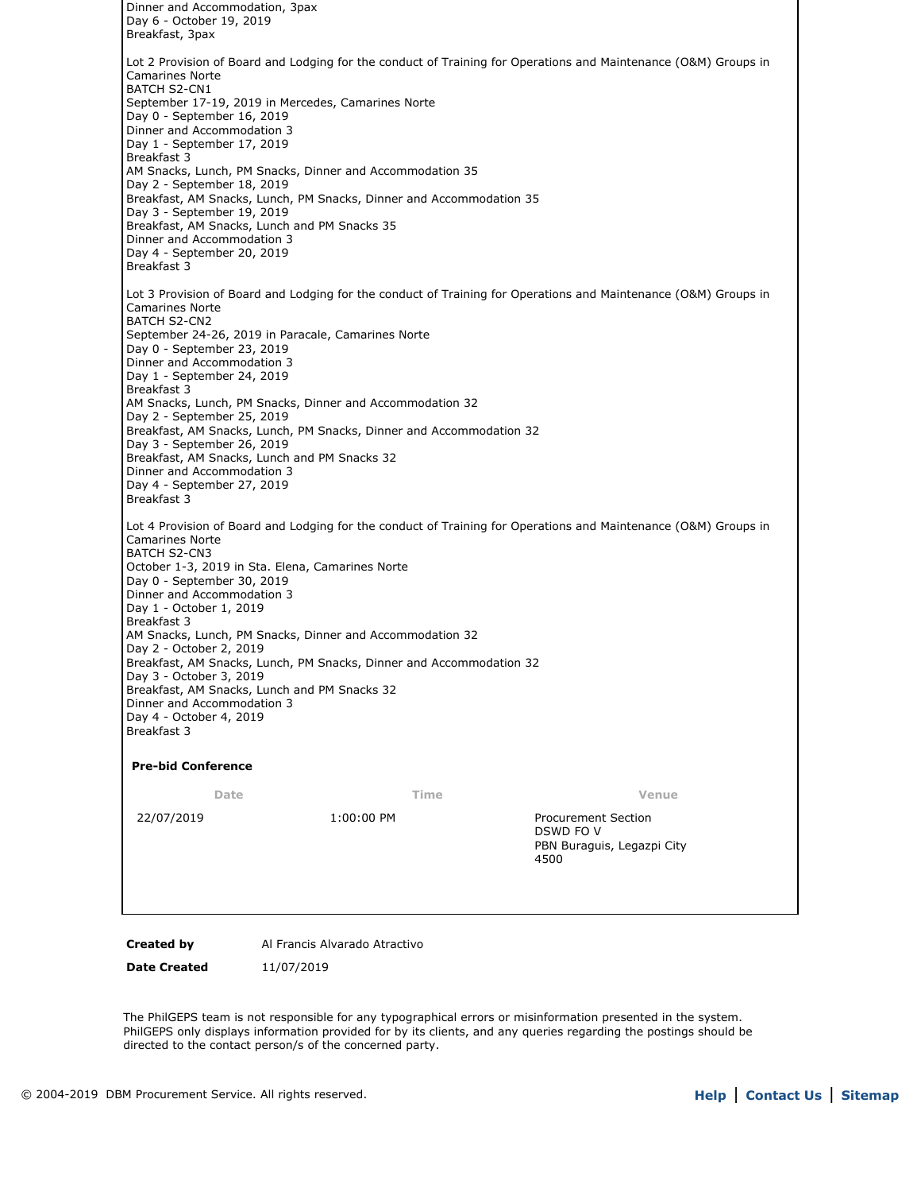Dinner and Accommodation, 3pax
Day 6 - October 19, 2019
Breakfast, 3pax

Lot 2 Provision of Board and Lodging for the conduct of Training for Operations and Maintenance (O&M) Groups in Camarines Norte
BATCH S2-CN1
September 17-19, 2019 in Mercedes, Camarines Norte
Day 0 - September 16, 2019
Dinner and Accommodation 3
Day 1 - September 17, 2019
Breakfast 3
AM Snacks, Lunch, PM Snacks, Dinner and Accommodation 35
Day 2 - September 18, 2019
Breakfast, AM Snacks, Lunch, PM Snacks, Dinner and Accommodation 35
Day 3 - September 19, 2019
Breakfast, AM Snacks, Lunch and PM Snacks 35
Dinner and Accommodation 3
Day 4 - September 20, 2019
Breakfast 3

Lot 3 Provision of Board and Lodging for the conduct of Training for Operations and Maintenance (O&M) Groups in Camarines Norte
BATCH S2-CN2
September 24-26, 2019 in Paracale, Camarines Norte
Day 0 - September 23, 2019
Dinner and Accommodation 3
Day 1 - September 24, 2019
Breakfast 3
AM Snacks, Lunch, PM Snacks, Dinner and Accommodation 32
Day 2 - September 25, 2019
Breakfast, AM Snacks, Lunch, PM Snacks, Dinner and Accommodation 32
Day 3 - September 26, 2019
Breakfast, AM Snacks, Lunch and PM Snacks 32
Dinner and Accommodation 3
Day 4 - September 27, 2019
Breakfast 3

Lot 4 Provision of Board and Lodging for the conduct of Training for Operations and Maintenance (O&M) Groups in Camarines Norte
BATCH S2-CN3
October 1-3, 2019 in Sta. Elena, Camarines Norte
Day 0 - September 30, 2019
Dinner and Accommodation 3
Day 1 - October 1, 2019
Breakfast 3
AM Snacks, Lunch, PM Snacks, Dinner and Accommodation 32
Day 2 - October 2, 2019
Breakfast, AM Snacks, Lunch, PM Snacks, Dinner and Accommodation 32
Day 3 - October 3, 2019
Breakfast, AM Snacks, Lunch and PM Snacks 32
Dinner and Accommodation 3
Day 4 - October 4, 2019
Breakfast 3

**Pre-bid Conference**

| Date | Time | Venue |
|---|---|---|
| 22/07/2019 | 1:00:00 PM | Procurement Section DSWD FO V PBN Buraguis, Legazpi City 4500 |

**Created by** Al Francis Alvarado Atractivo

**Date Created** 11/07/2019

The PhilGEPS team is not responsible for any typographical errors or misinformation presented in the system. PhilGEPS only displays information provided for by its clients, and any queries regarding the postings should be directed to the contact person/s of the concerned party.

© 2004-2019 DBM Procurement Service. All rights reserved.

Help | Contact Us | Sitemap